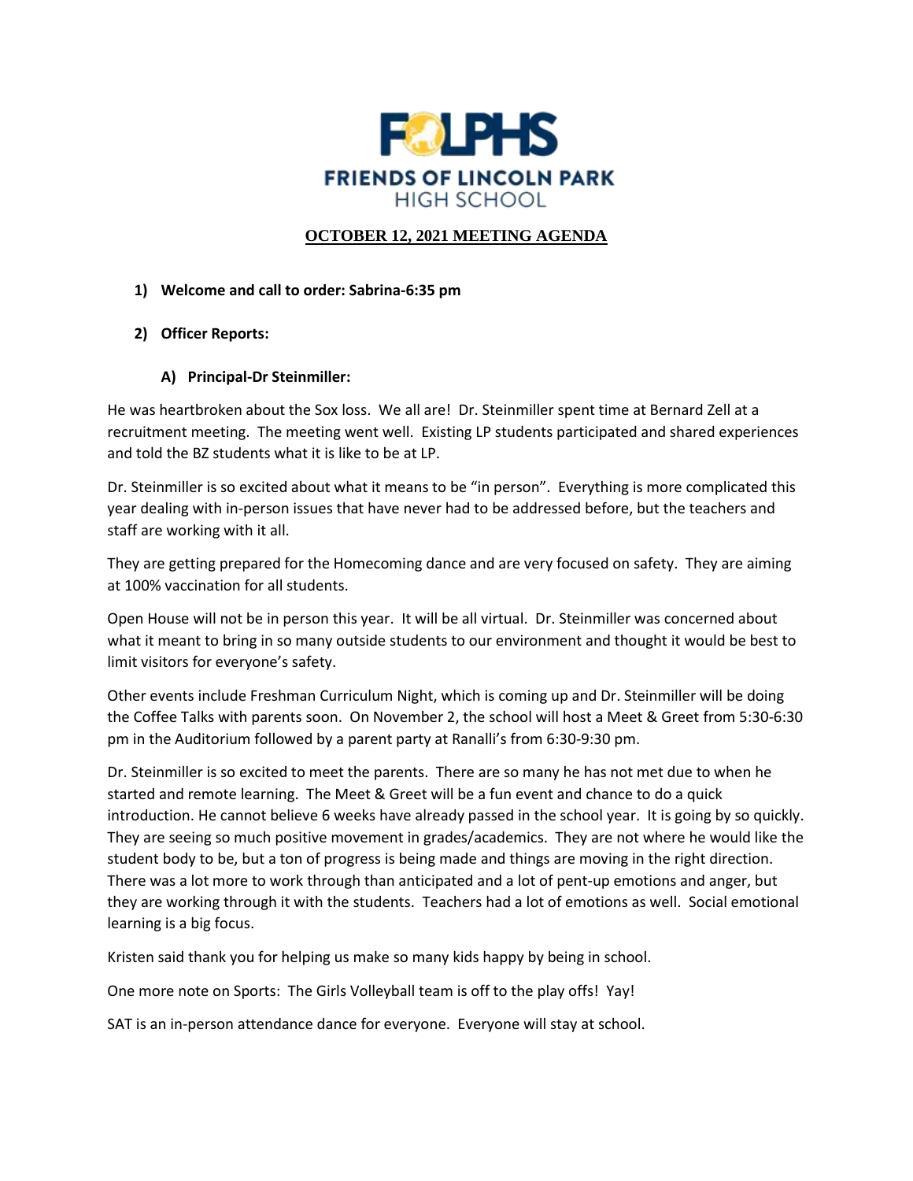FOLPHS

FRIENDS OF LINCOLN PARK HIGH SCHOOL

# OCTOBER 12, 2021 MEETING AGENDA

1) **Welcome and call to order: Sabrina-6:35 pm**

2) **Officer Reports:**

   A) **Principal-Dr Steinmiller:**

He was heartbroken about the Sox loss. We all are! Dr. Steinmiller spent time at Bernard Zell at a recruitment meeting. The meeting went well. Existing LP students participated and shared experiences and told the BZ students what it is like to be at LP.

Dr. Steinmiller is so excited about what it means to be "in person". Everything is more complicated this year dealing with in-person issues that have never had to be addressed before, but the teachers and staff are working with it all.

They are getting prepared for the Homecoming dance and are very focused on safety. They are aiming at 100% vaccination for all students.

Open House will not be in person this year. It will be all virtual. Dr. Steinmiller was concerned about what it meant to bring in so many outside students to our environment and thought it would be best to limit visitors for everyone's safety.

Other events include Freshman Curriculum Night, which is coming up and Dr. Steinmiller will be doing the Coffee Talks with parents soon. On November 2, the school will host a Meet & Greet from 5:30-6:30 pm in the Auditorium followed by a parent party at Ranalli's from 6:30-9:30 pm.

Dr. Steinmiller is so excited to meet the parents. There are so many he has not met due to when he started and remote learning. The Meet & Greet will be a fun event and chance to do a quick introduction. He cannot believe 6 weeks have already passed in the school year. It is going by so quickly. They are seeing so much positive movement in grades/academics. They are not where he would like the student body to be, but a ton of progress is being made and things are moving in the right direction. There was a lot more to work through than anticipated and a lot of pent-up emotions and anger, but they are working through it with the students. Teachers had a lot of emotions as well. Social emotional learning is a big focus.

Kristen said thank you for helping us make so many kids happy by being in school.

One more note on Sports: The Girls Volleyball team is off to the play offs! Yay!

SAT is an in-person attendance dance for everyone. Everyone will stay at school.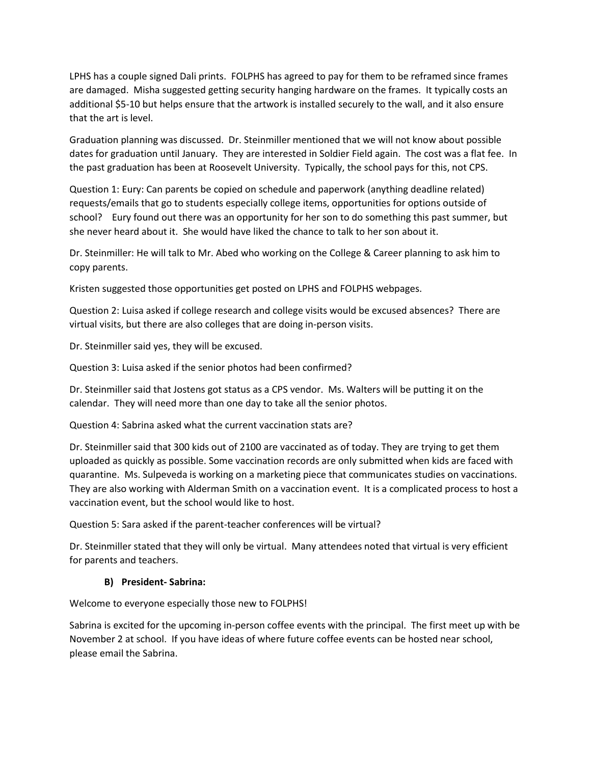LPHS has a couple signed Dali prints. FOLPHS has agreed to pay for them to be reframed since frames are damaged. Misha suggested getting security hanging hardware on the frames. It typically costs an additional $5-10 but helps ensure that the artwork is installed securely to the wall, and it also ensure that the art is level.

Graduation planning was discussed. Dr. Steinmiller mentioned that we will not know about possible dates for graduation until January. They are interested in Soldier Field again. The cost was a flat fee. In the past graduation has been at Roosevelt University. Typically, the school pays for this, not CPS.

Question 1: Eury: Can parents be copied on schedule and paperwork (anything deadline related) requests/emails that go to students especially college items, opportunities for options outside of school? Eury found out there was an opportunity for her son to do something this past summer, but she never heard about it. She would have liked the chance to talk to her son about it.

Dr. Steinmiller: He will talk to Mr. Abed who working on the College & Career planning to ask him to copy parents.

Kristen suggested those opportunities get posted on LPHS and FOLPHS webpages.

Question 2: Luisa asked if college research and college visits would be excused absences? There are virtual visits, but there are also colleges that are doing in-person visits.

Dr. Steinmiller said yes, they will be excused.

Question 3: Luisa asked if the senior photos had been confirmed?

Dr. Steinmiller said that Jostens got status as a CPS vendor. Ms. Walters will be putting it on the calendar. They will need more than one day to take all the senior photos.

Question 4: Sabrina asked what the current vaccination stats are?

Dr. Steinmiller said that 300 kids out of 2100 are vaccinated as of today. They are trying to get them uploaded as quickly as possible. Some vaccination records are only submitted when kids are faced with quarantine. Ms. Sulpeveda is working on a marketing piece that communicates studies on vaccinations. They are also working with Alderman Smith on a vaccination event. It is a complicated process to host a vaccination event, but the school would like to host.

Question 5: Sara asked if the parent-teacher conferences will be virtual?

Dr. Steinmiller stated that they will only be virtual. Many attendees noted that virtual is very efficient for parents and teachers.

**B) President- Sabrina:**

Welcome to everyone especially those new to FOLPHS!

Sabrina is excited for the upcoming in-person coffee events with the principal. The first meet up with be November 2 at school. If you have ideas of where future coffee events can be hosted near school, please email the Sabrina.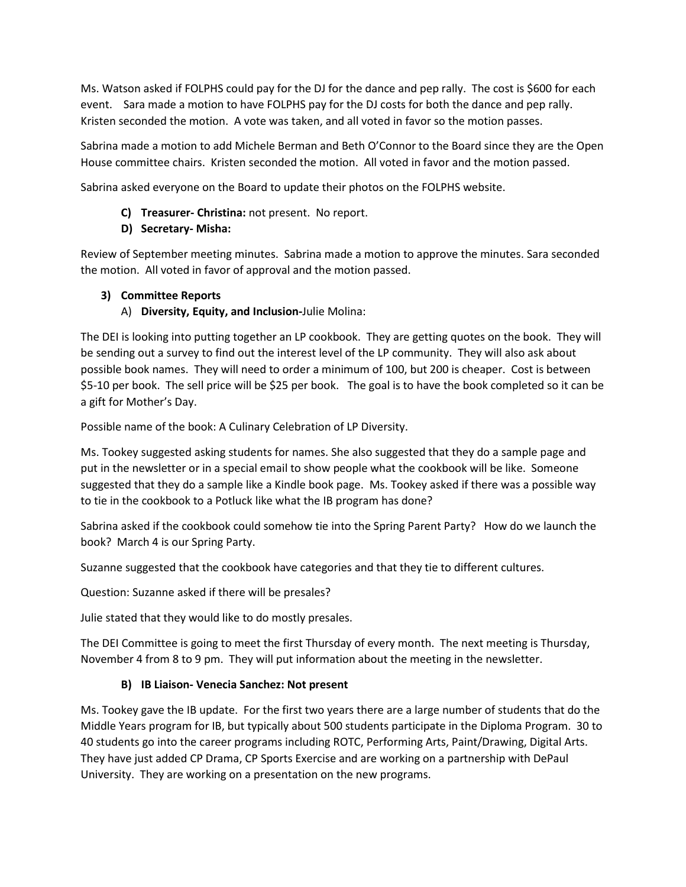Ms. Watson asked if FOLPHS could pay for the DJ for the dance and pep rally. The cost is $600 for each event. Sara made a motion to have FOLPHS pay for the DJ costs for both the dance and pep rally. Kristen seconded the motion. A vote was taken, and all voted in favor so the motion passes.

Sabrina made a motion to add Michele Berman and Beth O'Connor to the Board since they are the Open House committee chairs. Kristen seconded the motion. All voted in favor and the motion passed.

Sabrina asked everyone on the Board to update their photos on the FOLPHS website.

- **C) Treasurer- Christina:** not present. No report.
- **D) Secretary- Misha:**

Review of September meeting minutes. Sabrina made a motion to approve the minutes. Sara seconded the motion. All voted in favor of approval and the motion passed.

**3) Committee Reports**

A) **Diversity, Equity, and Inclusion-**Julie Molina:

The DEI is looking into putting together an LP cookbook. They are getting quotes on the book. They will be sending out a survey to find out the interest level of the LP community. They will also ask about possible book names. They will need to order a minimum of 100, but 200 is cheaper. Cost is between $5-10 per book. The sell price will be $25 per book. The goal is to have the book completed so it can be a gift for Mother's Day.

Possible name of the book: A Culinary Celebration of LP Diversity.

Ms. Tookey suggested asking students for names. She also suggested that they do a sample page and put in the newsletter or in a special email to show people what the cookbook will be like. Someone suggested that they do a sample like a Kindle book page. Ms. Tookey asked if there was a possible way to tie in the cookbook to a Potluck like what the IB program has done?

Sabrina asked if the cookbook could somehow tie into the Spring Parent Party? How do we launch the book? March 4 is our Spring Party.

Suzanne suggested that the cookbook have categories and that they tie to different cultures.

Question: Suzanne asked if there will be presales?

Julie stated that they would like to do mostly presales.

The DEI Committee is going to meet the first Thursday of every month. The next meeting is Thursday, November 4 from 8 to 9 pm. They will put information about the meeting in the newsletter.

**B) IB Liaison- Venecia Sanchez: Not present**

Ms. Tookey gave the IB update. For the first two years there are a large number of students that do the Middle Years program for IB, but typically about 500 students participate in the Diploma Program. 30 to 40 students go into the career programs including ROTC, Performing Arts, Paint/Drawing, Digital Arts. They have just added CP Drama, CP Sports Exercise and are working on a partnership with DePaul University. They are working on a presentation on the new programs.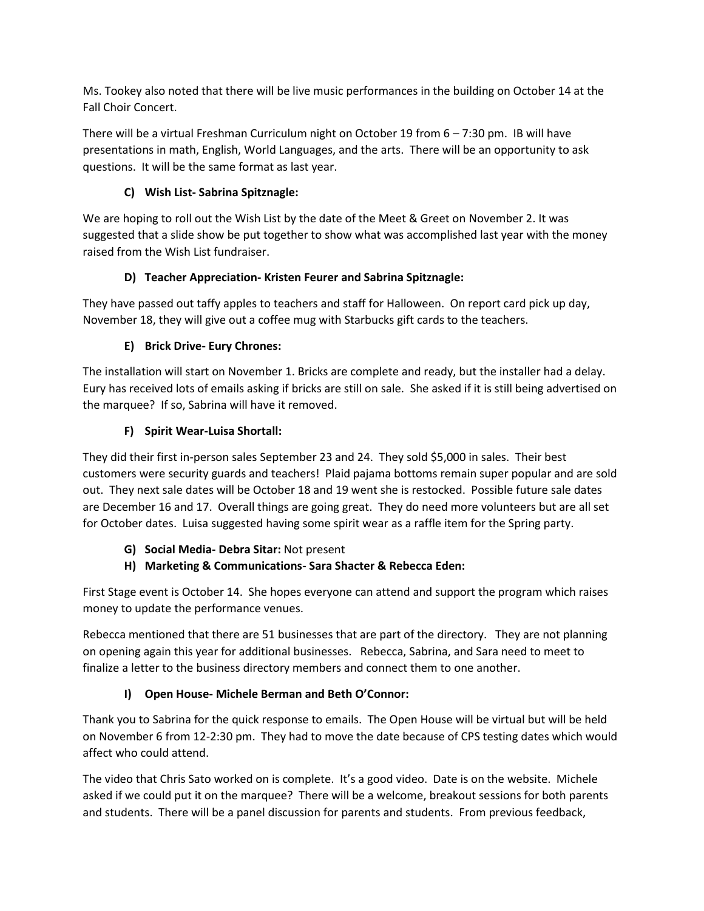Ms. Tookey also noted that there will be live music performances in the building on October 14 at the Fall Choir Concert.

There will be a virtual Freshman Curriculum night on October 19 from 6 – 7:30 pm. IB will have presentations in math, English, World Languages, and the arts. There will be an opportunity to ask questions. It will be the same format as last year.

### C) Wish List- Sabrina Spitznagle:

We are hoping to roll out the Wish List by the date of the Meet & Greet on November 2. It was suggested that a slide show be put together to show what was accomplished last year with the money raised from the Wish List fundraiser.

### D) Teacher Appreciation- Kristen Feurer and Sabrina Spitznagle:

They have passed out taffy apples to teachers and staff for Halloween. On report card pick up day, November 18, they will give out a coffee mug with Starbucks gift cards to the teachers.

### E) Brick Drive- Eury Chrones:

The installation will start on November 1. Bricks are complete and ready, but the installer had a delay. Eury has received lots of emails asking if bricks are still on sale. She asked if it is still being advertised on the marquee? If so, Sabrina will have it removed.

### F) Spirit Wear-Luisa Shortall:

They did their first in-person sales September 23 and 24. They sold $5,000 in sales. Their best customers were security guards and teachers! Plaid pajama bottoms remain super popular and are sold out. They next sale dates will be October 18 and 19 went she is restocked. Possible future sale dates are December 16 and 17. Overall things are going great. They do need more volunteers but are all set for October dates. Luisa suggested having some spirit wear as a raffle item for the Spring party.

### G) Social Media- Debra Sitar: Not present

### H) Marketing & Communications- Sara Shacter & Rebecca Eden:

First Stage event is October 14. She hopes everyone can attend and support the program which raises money to update the performance venues.

Rebecca mentioned that there are 51 businesses that are part of the directory. They are not planning on opening again this year for additional businesses. Rebecca, Sabrina, and Sara need to meet to finalize a letter to the business directory members and connect them to one another.

### I) Open House- Michele Berman and Beth O'Connor:

Thank you to Sabrina for the quick response to emails. The Open House will be virtual but will be held on November 6 from 12-2:30 pm. They had to move the date because of CPS testing dates which would affect who could attend.

The video that Chris Sato worked on is complete. It's a good video. Date is on the website. Michele asked if we could put it on the marquee? There will be a welcome, breakout sessions for both parents and students. There will be a panel discussion for parents and students. From previous feedback,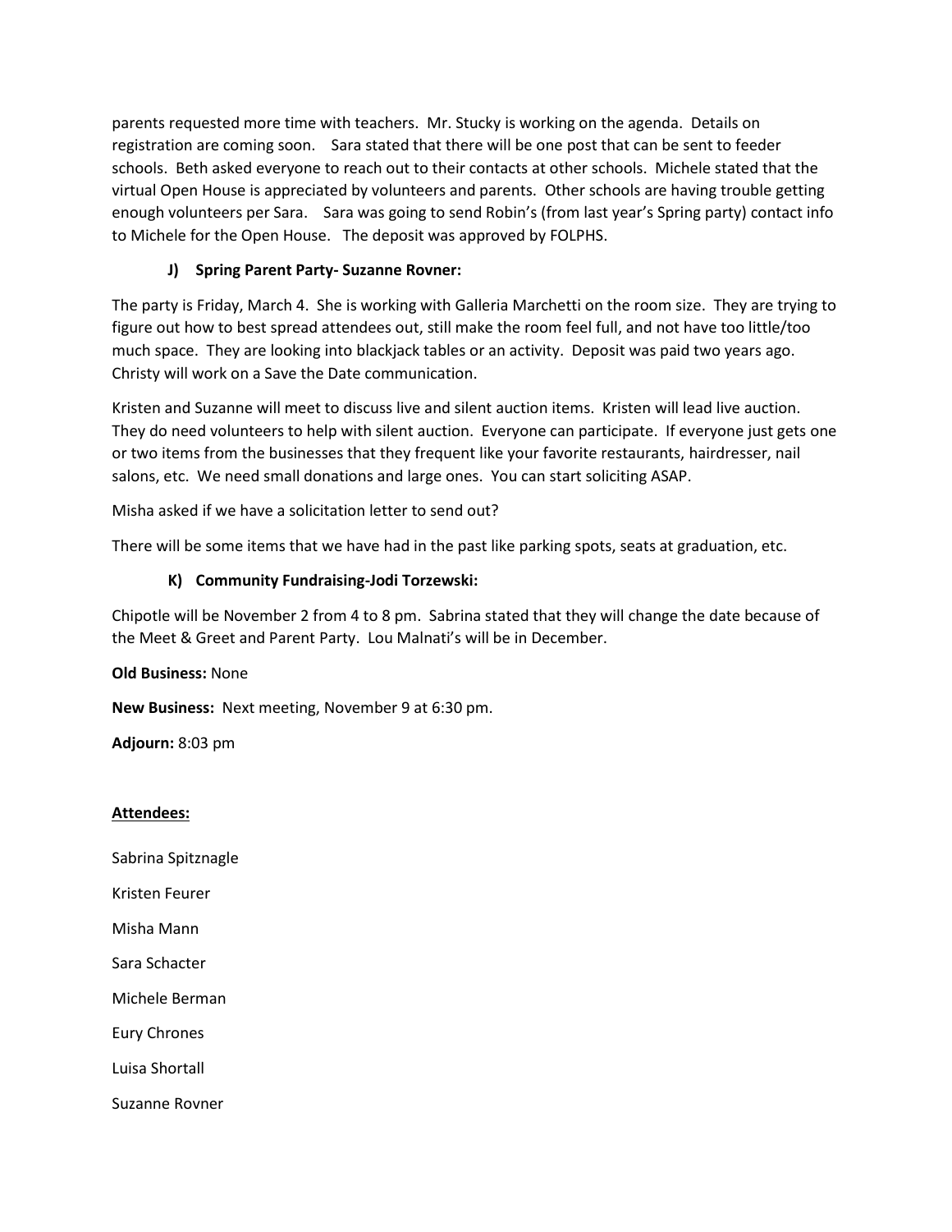parents requested more time with teachers. Mr. Stucky is working on the agenda. Details on registration are coming soon. Sara stated that there will be one post that can be sent to feeder schools. Beth asked everyone to reach out to their contacts at other schools. Michele stated that the virtual Open House is appreciated by volunteers and parents. Other schools are having trouble getting enough volunteers per Sara. Sara was going to send Robin's (from last year's Spring party) contact info to Michele for the Open House. The deposit was approved by FOLPHS.

**J) Spring Parent Party- Suzanne Rovner:**

The party is Friday, March 4. She is working with Galleria Marchetti on the room size. They are trying to figure out how to best spread attendees out, still make the room feel full, and not have too little/too much space. They are looking into blackjack tables or an activity. Deposit was paid two years ago. Christy will work on a Save the Date communication.

Kristen and Suzanne will meet to discuss live and silent auction items. Kristen will lead live auction. They do need volunteers to help with silent auction. Everyone can participate. If everyone just gets one or two items from the businesses that they frequent like your favorite restaurants, hairdresser, nail salons, etc. We need small donations and large ones. You can start soliciting ASAP.

Misha asked if we have a solicitation letter to send out?

There will be some items that we have had in the past like parking spots, seats at graduation, etc.

**K) Community Fundraising-Jodi Torzewski:**

Chipotle will be November 2 from 4 to 8 pm. Sabrina stated that they will change the date because of the Meet & Greet and Parent Party. Lou Malnati's will be in December.

**Old Business:** None

**New Business:** Next meeting, November 9 at 6:30 pm.

**Adjourn:** 8:03 pm

**Attendees:**

Sabrina Spitznagle

Kristen Feurer

Misha Mann

Sara Schacter

Michele Berman

Eury Chrones

Luisa Shortall

Suzanne Rovner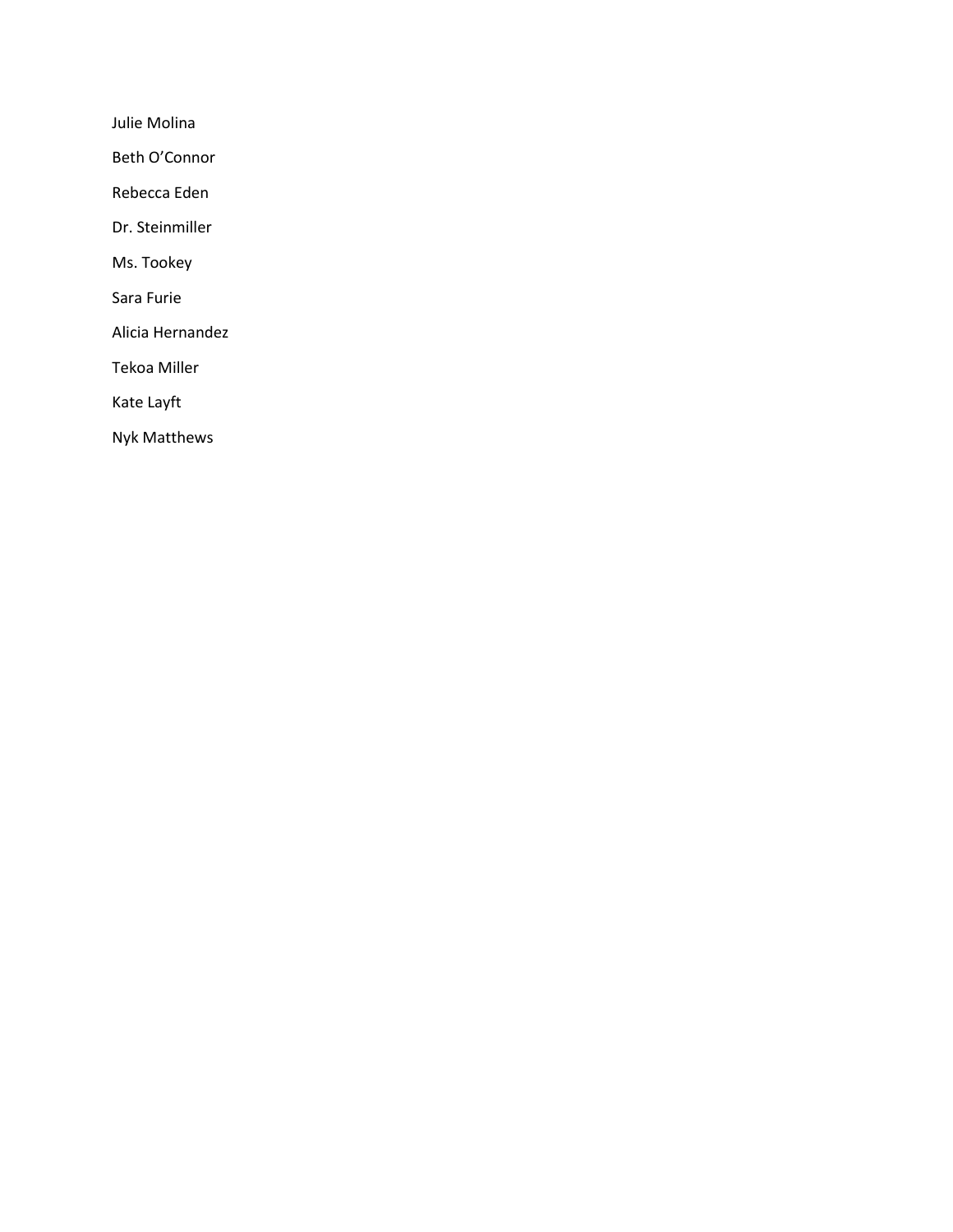Julie Molina

Beth O’Connor

Rebecca Eden

Dr. Steinmiller

Ms. Tookey

Sara Furie

Alicia Hernandez

Tekoa Miller

Kate Layft

Nyk Matthews